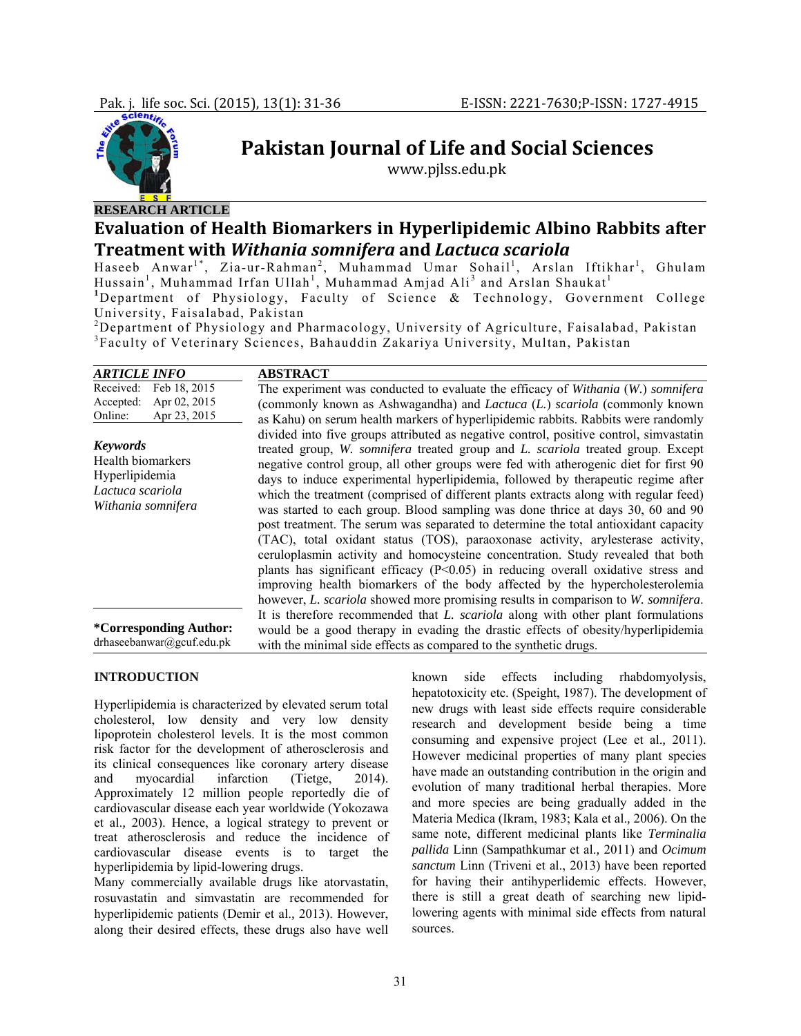Pakistan Journal of Life and Social Sciences

www.pjlss.edu.pk

RESEARCH ARTICLE

# Evaluation of Health Biomarkers in Hyperlipidemic Albino Rabbits after Treatment with *Withania somnifera* and *Lactuca scariola*

Haseeb Anwar[1*], Zia-ur-Rahman[2], Muhammad Umar Sohail[1], Arslan Iftikhar[1], Ghulam Hussain[1], Muhammad Irfan Ullah[1], Muhammad Amjad Ali[3] and Arslan Shaukat[1]

[1]Department of Physiology, Faculty of Science & Technology, Government College University, Faisalabad, Pakistan

[2]Department of Physiology and Pharmacology, University of Agriculture, Faisalabad, Pakistan

[3]Faculty of Veterinary Sciences, Bahauddin Zakariya University, Multan, Pakistan

***ARTICLE INFO***

Received: Feb 18, 2015
Accepted: Apr 02, 2015
Online: Apr 23, 2015

***Keywords***

Health biomarkers
Hyperlipidemia
*Lactuca scariola*
*Withania somnifera*

**\*Corresponding Author:** drhaseebanwar@gcuf.edu.pk

## ABSTRACT

The experiment was conducted to evaluate the efficacy of *Withania* (*W.*) *somnifera* (commonly known as Ashwagandha) and *Lactuca* (*L.*) *scariola* (commonly known as Kahu) on serum health markers of hyperlipidemic rabbits. Rabbits were randomly divided into five groups attributed as negative control, positive control, simvastatin treated group, *W. somnifera* treated group and *L. scariola* treated group. Except negative control group, all other groups were fed with atherogenic diet for first 90 days to induce experimental hyperlipidemia, followed by therapeutic regime after which the treatment (comprised of different plants extracts along with regular feed) was started to each group. Blood sampling was done thrice at days 30, 60 and 90 post treatment. The serum was separated to determine the total antioxidant capacity (TAC), total oxidant status (TOS), paraoxonase activity, arylesterase activity, ceruloplasmin activity and homocysteine concentration. Study revealed that both plants has significant efficacy ($P<0.05$) in reducing overall oxidative stress and improving health biomarkers of the body affected by the hypercholesterolemia however, *L. scariola* showed more promising results in comparison to *W. somnifera*. It is therefore recommended that *L. scariola* along with other plant formulations would be a good therapy in evading the drastic effects of obesity/hyperlipidemia with the minimal side effects as compared to the synthetic drugs.

## INTRODUCTION

Hyperlipidemia is characterized by elevated serum total cholesterol, low density and very low density lipoprotein cholesterol levels. It is the most common risk factor for the development of atherosclerosis and its clinical consequences like coronary artery disease and myocardial infarction (Tietge, 2014). Approximately 12 million people reportedly die of cardiovascular disease each year worldwide (Yokozawa et al*.,* 2003). Hence, a logical strategy to prevent or treat atherosclerosis and reduce the incidence of cardiovascular disease events is to target the hyperlipidemia by lipid-lowering drugs.

Many commercially available drugs like atorvastatin, rosuvastatin and simvastatin are recommended for hyperlipidemic patients (Demir et al*.,* 2013). However, along their desired effects, these drugs also have well known side effects including rhabdomyolysis, hepatotoxicity etc. (Speight, 1987). The development of new drugs with least side effects require considerable research and development beside being a time consuming and expensive project (Lee et al*.,* 2011). However medicinal properties of many plant species have made an outstanding contribution in the origin and evolution of many traditional herbal therapies. More and more species are being gradually added in the Materia Medica (Ikram, 1983; Kala et al*.,* 2006). On the same note, different medicinal plants like *Terminalia pallida* Linn (Sampathkumar et al*.,* 2011) and *Ocimum sanctum* Linn (Triveni et al., 2013) have been reported for having their antihyperlidemic effects. However, there is still a great death of searching new lipid-lowering agents with minimal side effects from natural sources.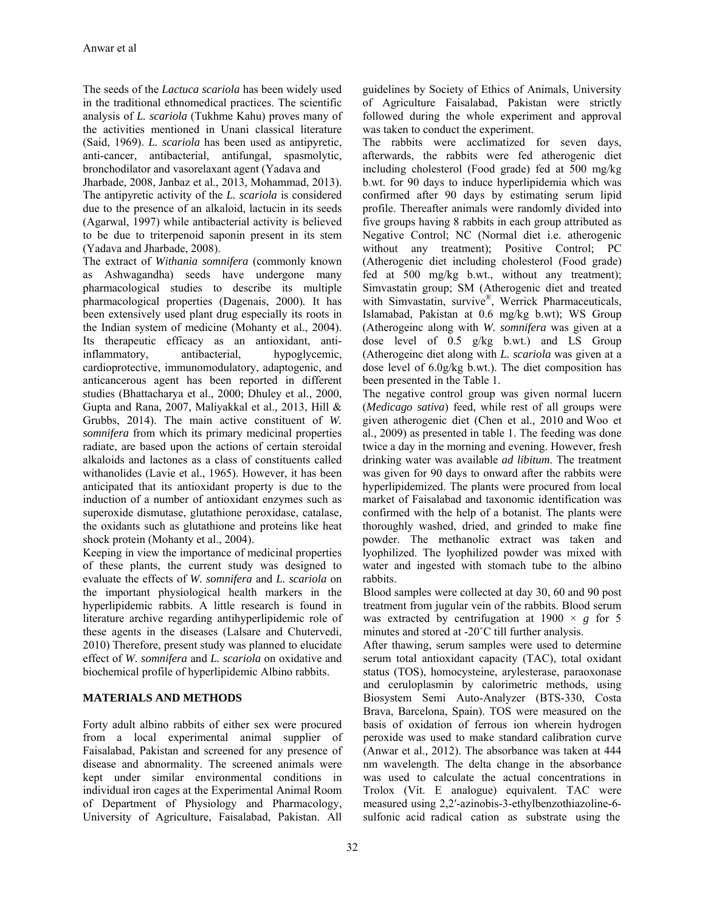The seeds of the *Lactuca scariola* has been widely used in the traditional ethnomedical practices. The scientific analysis of *L. scariola* (Tukhme Kahu) proves many of the activities mentioned in Unani classical literature (Said, 1969). *L. scariola* has been used as antipyretic, anti-cancer, antibacterial, antifungal, spasmolytic, bronchodilator and vasorelaxant agent (Yadava and Jharbade, 2008, Janbaz et al., 2013, Mohammad, 2013). The antipyretic activity of the *L. scariola* is considered due to the presence of an alkaloid, lactucin in its seeds (Agarwal, 1997) while antibacterial activity is believed to be due to triterpenoid saponin present in its stem (Yadava and Jharbade, 2008).

The extract of *Withania somnifera* (commonly known as Ashwagandha) seeds have undergone many pharmacological studies to describe its multiple pharmacological properties (Dagenais, 2000). It has been extensively used plant drug especially its roots in the Indian system of medicine (Mohanty et al., 2004). Its therapeutic efficacy as an antioxidant, anti-inflammatory, antibacterial, hypoglycemic, cardioprotective, immunomodulatory, adaptogenic, and anticancerous agent has been reported in different studies (Bhattacharya et al., 2000; Dhuley et al., 2000, Gupta and Rana, 2007, Maliyakkal et al., 2013, Hill & Grubbs, 2014). The main active constituent of *W. somnifera* from which its primary medicinal properties radiate, are based upon the actions of certain steroidal alkaloids and lactones as a class of constituents called withanolides (Lavie et al., 1965). However, it has been anticipated that its antioxidant property is due to the induction of a number of antioxidant enzymes such as superoxide dismutase, glutathione peroxidase, catalase, the oxidants such as glutathione and proteins like heat shock protein (Mohanty et al., 2004).

Keeping in view the importance of medicinal properties of these plants, the current study was designed to evaluate the effects of *W. somnifera* and *L. scariola* on the important physiological health markers in the hyperlipidemic rabbits. A little research is found in literature archive regarding antihyperlipidemic role of these agents in the diseases (Lalsare and Chutervedi, 2010) Therefore, present study was planned to elucidate effect of *W. somnifera* and *L. scariola* on oxidative and biochemical profile of hyperlipidemic Albino rabbits.

## MATERIALS AND METHODS

Forty adult albino rabbits of either sex were procured from a local experimental animal supplier of Faisalabad, Pakistan and screened for any presence of disease and abnormality. The screened animals were kept under similar environmental conditions in individual iron cages at the Experimental Animal Room of Department of Physiology and Pharmacology, University of Agriculture, Faisalabad, Pakistan. All guidelines by Society of Ethics of Animals, University of Agriculture Faisalabad, Pakistan were strictly followed during the whole experiment and approval was taken to conduct the experiment.

The rabbits were acclimatized for seven days, afterwards, the rabbits were fed atherogenic diet including cholesterol (Food grade) fed at 500 mg/kg b.wt. for 90 days to induce hyperlipidemia which was confirmed after 90 days by estimating serum lipid profile. Thereafter animals were randomly divided into five groups having 8 rabbits in each group attributed as Negative Control; NC (Normal diet i.e. atherogenic without any treatment); Positive Control; PC (Atherogenic diet including cholesterol (Food grade) fed at 500 mg/kg b.wt., without any treatment); Simvastatin group; SM (Atherogenic diet and treated with Simvastatin, survive®, Werrick Pharmaceuticals, Islamabad, Pakistan at 0.6 mg/kg b.wt); WS Group (Atherogeinc along with *W. somnifera* was given at a dose level of 0.5 g/kg b.wt.) and LS Group (Atherogeinc diet along with *L. scariola* was given at a dose level of 6.0g/kg b.wt.). The diet composition has been presented in the Table 1.

The negative control group was given normal lucern (*Medicago sativa*) feed, while rest of all groups were given atherogenic diet (Chen et al., 2010 and Woo et al., 2009) as presented in table 1. The feeding was done twice a day in the morning and evening. However, fresh drinking water was available *ad libitum*. The treatment was given for 90 days to onward after the rabbits were hyperlipidemized. The plants were procured from local market of Faisalabad and taxonomic identification was confirmed with the help of a botanist. The plants were thoroughly washed, dried, and grinded to make fine powder. The methanolic extract was taken and lyophilized. The lyophilized powder was mixed with water and ingested with stomach tube to the albino rabbits.

Blood samples were collected at day 30, 60 and 90 post treatment from jugular vein of the rabbits. Blood serum was extracted by centrifugation at 1900 × *g* for 5 minutes and stored at -20˚C till further analysis.

After thawing, serum samples were used to determine serum total antioxidant capacity (TAC), total oxidant status (TOS), homocysteine, arylesterase, paraoxonase and ceruloplasmin by calorimetric methods, using Biosystem Semi Auto-Analyzer (BTS-330, Costa Brava, Barcelona, Spain). TOS were measured on the basis of oxidation of ferrous ion wherein hydrogen peroxide was used to make standard calibration curve (Anwar et al., 2012). The absorbance was taken at 444 nm wavelength. The delta change in the absorbance was used to calculate the actual concentrations in Trolox (Vit. E analogue) equivalent. TAC were measured using 2,2′-azinobis-3-ethylbenzothiazoline-6-sulfonic acid radical cation as substrate using the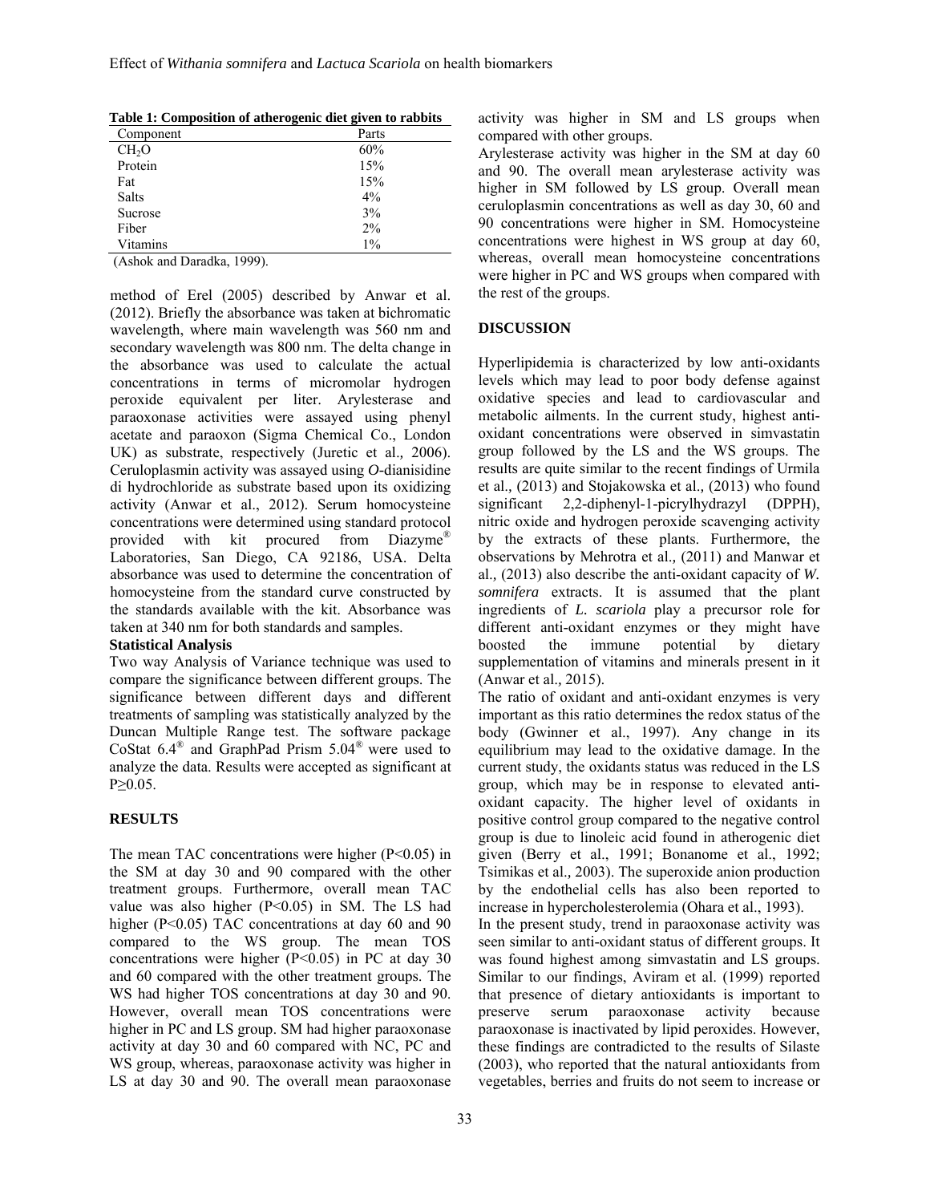**Table 1: Composition of atherogenic diet given to rabbits**

| Component | Parts |
|---|---|
| $CH_2O$ | 60% |
| Protein | 15% |
| Fat | 15% |
| Salts | 4% |
| Sucrose | 3% |
| Fiber | 2% |
| Vitamins | 1% |

(Ashok and Daradka, 1999).

method of Erel (2005) described by Anwar et al. (2012). Briefly the absorbance was taken at bichromatic wavelength, where main wavelength was 560 nm and secondary wavelength was 800 nm. The delta change in the absorbance was used to calculate the actual concentrations in terms of micromolar hydrogen peroxide equivalent per liter. Arylesterase and paraoxonase activities were assayed using phenyl acetate and paraoxon (Sigma Chemical Co., London UK) as substrate, respectively (Juretic et al*.,* 2006). Ceruloplasmin activity was assayed using *O*-dianisidine di hydrochloride as substrate based upon its oxidizing activity (Anwar et al., 2012). Serum homocysteine concentrations were determined using standard protocol provided with kit procured from Diazyme® Laboratories, San Diego, CA 92186, USA. Delta absorbance was used to determine the concentration of homocysteine from the standard curve constructed by the standards available with the kit. Absorbance was taken at 340 nm for both standards and samples.

**Statistical Analysis**

Two way Analysis of Variance technique was used to compare the significance between different groups. The significance between different days and different treatments of sampling was statistically analyzed by the Duncan Multiple Range test. The software package CoStat 6.4® and GraphPad Prism 5.04® were used to analyze the data. Results were accepted as significant at $P \geq 0.05$.

## RESULTS

The mean TAC concentrations were higher ($P<0.05$) in the SM at day 30 and 90 compared with the other treatment groups. Furthermore, overall mean TAC value was also higher ($P<0.05$) in SM. The LS had higher ($P<0.05$) TAC concentrations at day 60 and 90 compared to the WS group. The mean TOS concentrations were higher ($P<0.05$) in PC at day 30 and 60 compared with the other treatment groups. The WS had higher TOS concentrations at day 30 and 90. However, overall mean TOS concentrations were higher in PC and LS group. SM had higher paraoxonase activity at day 30 and 60 compared with NC, PC and WS group, whereas, paraoxonase activity was higher in LS at day 30 and 90. The overall mean paraoxonase activity was higher in SM and LS groups when compared with other groups.

Arylesterase activity was higher in the SM at day 60 and 90. The overall mean arylesterase activity was higher in SM followed by LS group. Overall mean ceruloplasmin concentrations as well as day 30, 60 and 90 concentrations were higher in SM. Homocysteine concentrations were highest in WS group at day 60, whereas, overall mean homocysteine concentrations were higher in PC and WS groups when compared with the rest of the groups.

## DISCUSSION

Hyperlipidemia is characterized by low anti-oxidants levels which may lead to poor body defense against oxidative species and lead to cardiovascular and metabolic ailments. In the current study, highest anti-oxidant concentrations were observed in simvastatin group followed by the LS and the WS groups. The results are quite similar to the recent findings of Urmila et al*.,* (2013) and Stojakowska et al*.,* (2013) who found significant 2,2-diphenyl-1-picrylhydrazyl (DPPH), nitric oxide and hydrogen peroxide scavenging activity by the extracts of these plants. Furthermore, the observations by Mehrotra et al*.,* (2011) and Manwar et al*.,* (2013) also describe the anti-oxidant capacity of *W. somnifera* extracts. It is assumed that the plant ingredients of *L. scariola* play a precursor role for different anti-oxidant enzymes or they might have boosted the immune potential by dietary supplementation of vitamins and minerals present in it (Anwar et al*.,* 2015).

The ratio of oxidant and anti-oxidant enzymes is very important as this ratio determines the redox status of the body (Gwinner et al., 1997). Any change in its equilibrium may lead to the oxidative damage. In the current study, the oxidants status was reduced in the LS group, which may be in response to elevated anti-oxidant capacity. The higher level of oxidants in positive control group compared to the negative control group is due to linoleic acid found in atherogenic diet given (Berry et al., 1991; Bonanome et al., 1992; Tsimikas et al*.,* 2003). The superoxide anion production by the endothelial cells has also been reported to increase in hypercholesterolemia (Ohara et al., 1993).

In the present study, trend in paraoxonase activity was seen similar to anti-oxidant status of different groups. It was found highest among simvastatin and LS groups. Similar to our findings, Aviram et al. (1999) reported that presence of dietary antioxidants is important to preserve serum paraoxonase activity because paraoxonase is inactivated by lipid peroxides. However, these findings are contradicted to the results of Silaste (2003), who reported that the natural antioxidants from vegetables, berries and fruits do not seem to increase or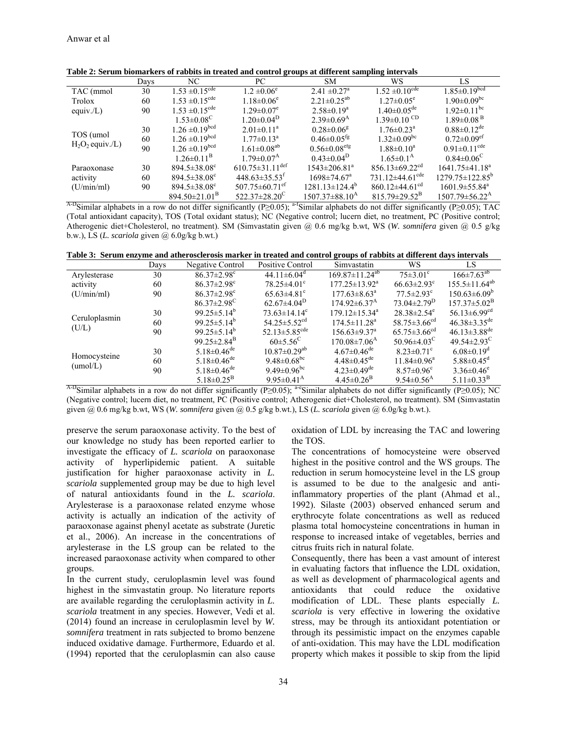**Table 2: Serum biomarkers of rabbits in treated and control groups at different sampling intervals**

| | Days | NC | PC | SM | WS | LS |
|---|---|---|---|---|---|---|
| TAC (mmol Trolox equiv./L) | 30 | 1.53 ±0.15$^{cde}$ | 1.2 ±0.06$^{e}$ | 2.41 ±0.27$^{a}$ | 1.52 ±0.10$^{cde}$ | 1.85±0.19$^{bcd}$ |
| | 60 | 1.53 ±0.15$^{cde}$ | 1.18±0.06$^{e}$ | 2.21±0.25$^{ab}$ | 1.27±0.05$^{e}$ | 1.90±0.09$^{bc}$ |
| | 90 | 1.53 ±0.15$^{cde}$ | 1.29±0.07$^{e}$ | 2.58±0.19$^{a}$ | 1.40±0.05$^{de}$ | 1.92±0.11$^{bc}$ |
| | | 1.53±0.08$^{C}$ | 1.20±0.04$^{D}$ | 2.39±0.69$^{A}$ | 1.39±0.10$^{CD}$ | 1.89±0.08$^{B}$ |
| TOS (umol $H_2O_2$ equiv./L) | 30 | 1.26 ±0.19$^{bcd}$ | 2.01±0.11$^{a}$ | 0.28±0.06$^{g}$ | 1.76±0.23$^{a}$ | 0.88±0.12$^{de}$ |
| | 60 | 1.26 ±0.19$^{bcd}$ | 1.77±0.13$^{a}$ | 0.46±0.05$^{fg}$ | 1.32±0.09$^{bc}$ | 0.72±0.09$^{ef}$ |
| | 90 | 1.26 ±0.19$^{bcd}$ | 1.61±0.08$^{ab}$ | 0.56±0.08$^{efg}$ | 1.88±0.10$^{a}$ | 0.91±0.11$^{cde}$ |
| | | 1.26±0.11$^{B}$ | 1.79±0.07$^{A}$ | 0.43±0.04$^{D}$ | 1.65±0.1$^{A}$ | 0.84±0.06$^{C}$ |
| Paraoxonase activity (U/min/ml) | 30 | 894.5±38.08$^{c}$ | 610.75±31.11$^{def}$ | 1543±206.81$^{a}$ | 856.13±69.22$^{cd}$ | 1641.75±41.18$^{a}$ |
| | 60 | 894.5±38.08$^{c}$ | 448.63±35.53$^{f}$ | 1698±74.67$^{a}$ | 731.12±44.61$^{cde}$ | 1279.75±122.85$^{b}$ |
| | 90 | 894.5±38.08$^{c}$ | 507.75±60.71$^{ef}$ | 1281.13±124.4$^{b}$ | 860.12±44.61$^{cd}$ | 1601.9±55.84$^{a}$ |
| | | 894.50±21.01$^{B}$ | 522.37±28.20$^{C}$ | 1507.37±88.10$^{A}$ | 815.79±29.52$^{B}$ | 1507.79±56.22$^{A}$ |

$^{A-D}$Similar alphabets in a row do not differ significantly (P≥0.05); $^{a-f}$Similar alphabets do not differ significantly (P≥0.05); TAC (Total antioxidant capacity), TOS (Total oxidant status); NC (Negative control; lucern diet, no treatment, PC (Positive control; Atherogenic diet+Cholesterol, no treatment). SM (Simvastatin given @ 0.6 mg/kg b.wt, WS (*W. somnifera* given @ 0.5 g/kg b.w.), LS (*L. scariola* given @ 6.0g/kg b.wt.)

**Table 3: Serum enzyme and atherosclerosis marker in treated and control groups of rabbits at different days intervals**

| | Days | Negative Control | Positive Control | Simvastatin | WS | LS |
|---|---|---|---|---|---|---|
| Arylesterase activity (U/min/ml) | 30 | 86.37±2.98$^{c}$ | 44.11±6.04$^{d}$ | 169.87±11.24$^{ab}$ | 75±3.01$^{c}$ | 166±7.63$^{ab}$ |
| | 60 | 86.37±2.98$^{c}$ | 78.25±4.01$^{c}$ | 177.25±13.92$^{a}$ | 66.63±2.93$^{c}$ | 155.5±11.64$^{ab}$ |
| | 90 | 86.37±2.98$^{c}$ | 65.63±4.81$^{c}$ | 177.63±8.63$^{a}$ | 77.5±2.93$^{c}$ | 150.63±6.09$^{b}$ |
| | | 86.37±2.98$^{C}$ | 62.67±4.04$^{D}$ | 174.92±6.37$^{A}$ | 73.04±2.79$^{D}$ | 157.37±5.02$^{B}$ |
| Ceruloplasmin (U/L) | 30 | 99.25±5.14$^{b}$ | 73.63±14.14$^{c}$ | 179.12±15.34$^{a}$ | 28.38±2.54$^{e}$ | 56.13±6.99$^{cd}$ |
| | 60 | 99.25±5.14$^{b}$ | 54.25±5.52$^{cd}$ | 174.5±11.28$^{a}$ | 58.75±3.66$^{cd}$ | 46.38±3.35$^{de}$ |
| | 90 | 99.25±5.14$^{b}$ | 52.13±5.85$^{cde}$ | 156.63±9.37$^{a}$ | 65.75±3.66$^{cd}$ | 46.13±3.88$^{de}$ |
| | | 99.25±2.84$^{B}$ | 60±5.56$^{C}$ | 170.08±7.06$^{A}$ | 50.96±4.03$^{C}$ | 49.54±2.93$^{C}$ |
| Homocysteine (umol/L) | 30 | 5.18±0.46$^{de}$ | 10.87±0.29$^{ab}$ | 4.67±0.46$^{de}$ | 8.23±0.71$^{c}$ | 6.08±0.19$^{d}$ |
| | 60 | 5.18±0.46$^{de}$ | 9.48±0.68$^{bc}$ | 4.48±0.45$^{de}$ | 11.84±0.96$^{a}$ | 5.88±0.45$^{d}$ |
| | 90 | 5.18±0.46$^{de}$ | 9.49±0.96$^{bc}$ | 4.23±0.49$^{de}$ | 8.57±0.96$^{c}$ | 3.36±0.46$^{e}$ |
| | | 5.18±0.25$^{B}$ | 9.95±0.41$^{A}$ | 4.45±0.26$^{B}$ | 9.54±0.56$^{A}$ | 5.11±0.33$^{B}$ |

$^{A-D}$Similar alphabets in a row do not differ significantly (P≥0.05); $^{a-e}$Similar alphabets do not differ significantly (P≥0.05); NC (Negative control; lucern diet, no treatment, PC (Positive control; Atherogenic diet+Cholesterol, no treatment). SM (Simvastatin given @ 0.6 mg/kg b.wt, WS (*W. somnifera* given @ 0.5 g/kg b.wt.), LS (*L. scariola* given @ 6.0g/kg b.wt.).

preserve the serum paraoxonase activity. To the best of our knowledge no study has been reported earlier to investigate the efficacy of *L. scariola* on paraoxonase activity of hyperlipidemic patient. A suitable justification for higher paraoxonase activity in *L. scariola* supplemented group may be due to high level of natural antioxidants found in the *L. scariola*. Arylesterase is a paraoxonase related enzyme whose activity is actually an indication of the activity of paraoxonase against phenyl acetate as substrate (Juretic et al., 2006). An increase in the concentrations of arylesterase in the LS group can be related to the increased paraoxonase activity when compared to other groups.

In the current study, ceruloplasmin level was found highest in the simvastatin group. No literature reports are available regarding the ceruloplasmin activity in *L. scariola* treatment in any species. However, Vedi et al. (2014) found an increase in ceruloplasmin level by *W. somnifera* treatment in rats subjected to bromo benzene induced oxidative damage. Furthermore, Eduardo et al. (1994) reported that the ceruloplasmin can also cause oxidation of LDL by increasing the TAC and lowering the TOS.

The concentrations of homocysteine were observed highest in the positive control and the WS groups. The reduction in serum homocysteine level in the LS group is assumed to be due to the analgesic and anti-inflammatory properties of the plant (Ahmad et al., 1992). Silaste (2003) observed enhanced serum and erythrocyte folate concentrations as well as reduced plasma total homocysteine concentrations in human in response to increased intake of vegetables, berries and citrus fruits rich in natural folate.

Consequently, there has been a vast amount of interest in evaluating factors that influence the LDL oxidation, as well as development of pharmacological agents and antioxidants that could reduce the oxidative modification of LDL. These plants especially *L. scariola* is very effective in lowering the oxidative stress, may be through its antioxidant potentiation or through its pessimistic impact on the enzymes capable of anti-oxidation. This may have the LDL modification property which makes it possible to skip from the lipid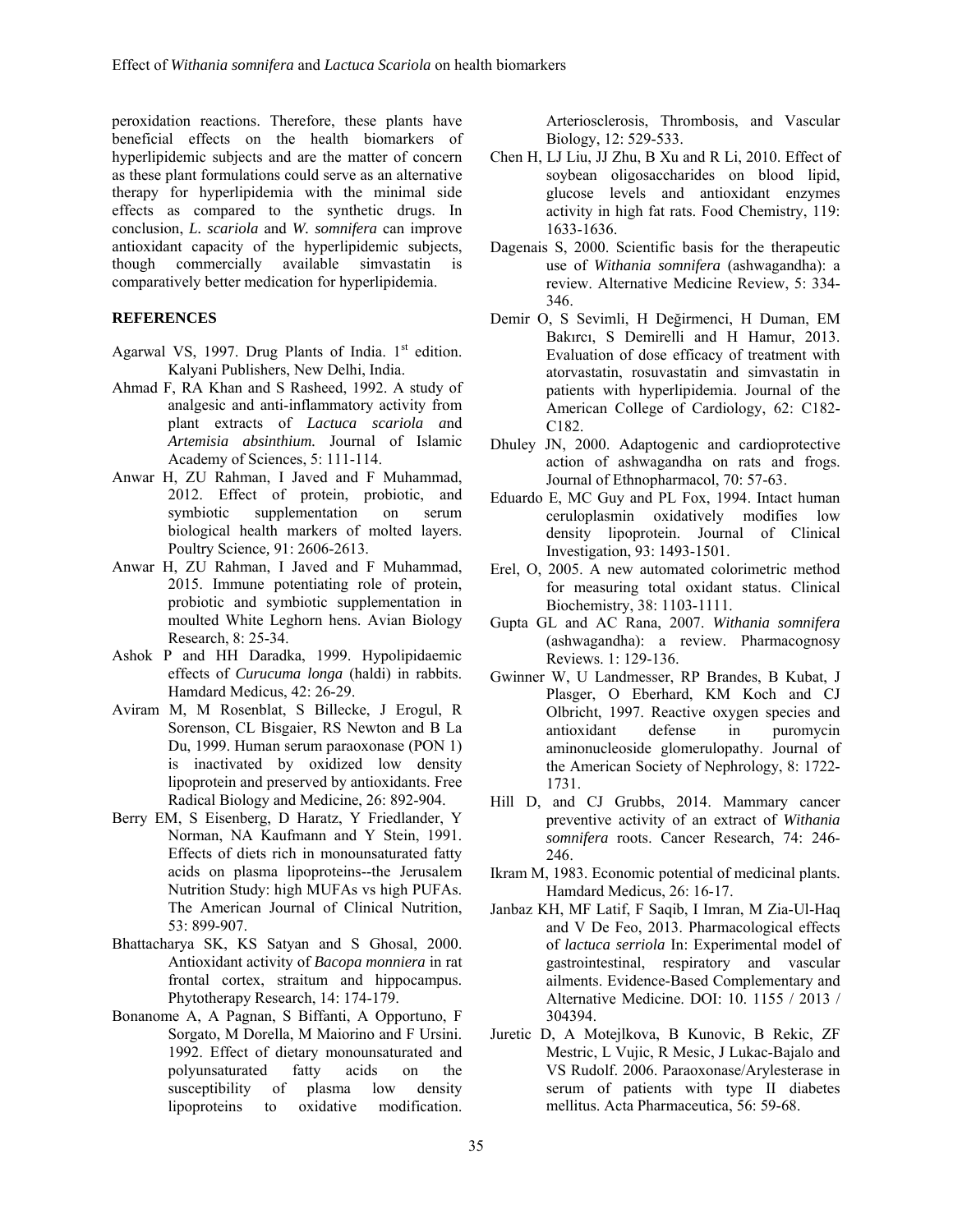peroxidation reactions. Therefore, these plants have beneficial effects on the health biomarkers of hyperlipidemic subjects and are the matter of concern as these plant formulations could serve as an alternative therapy for hyperlipidemia with the minimal side effects as compared to the synthetic drugs. In conclusion, *L. scariola* and *W. somnifera* can improve antioxidant capacity of the hyperlipidemic subjects, though commercially available simvastatin is comparatively better medication for hyperlipidemia.

## REFERENCES

Agarwal VS, 1997. Drug Plants of India. 1st edition. Kalyani Publishers, New Delhi, India.

Ahmad F, RA Khan and S Rasheed, 1992. A study of analgesic and anti-inflammatory activity from plant extracts of *Lactuca scariola a*nd *Artemisia absinthium.* Journal of Islamic Academy of Sciences, 5: 111-114.

Anwar H, ZU Rahman, I Javed and F Muhammad, 2012. Effect of protein, probiotic, and symbiotic supplementation on serum biological health markers of molted layers. Poultry Science*,* 91: 2606-2613.

Anwar H, ZU Rahman, I Javed and F Muhammad, 2015. Immune potentiating role of protein, probiotic and symbiotic supplementation in moulted White Leghorn hens. Avian Biology Research, 8: 25-34.

Ashok P and HH Daradka, 1999. Hypolipidaemic effects of *Curucuma longa* (haldi) in rabbits. Hamdard Medicus, 42: 26-29.

Aviram M, M Rosenblat, S Billecke, J Erogul, R Sorenson, CL Bisgaier, RS Newton and B La Du, 1999. Human serum paraoxonase (PON 1) is inactivated by oxidized low density lipoprotein and preserved by antioxidants. Free Radical Biology and Medicine, 26: 892-904.

Berry EM, S Eisenberg, D Haratz, Y Friedlander, Y Norman, NA Kaufmann and Y Stein, 1991. Effects of diets rich in monounsaturated fatty acids on plasma lipoproteins--the Jerusalem Nutrition Study: high MUFAs vs high PUFAs. The American Journal of Clinical Nutrition, 53: 899-907.

Bhattacharya SK, KS Satyan and S Ghosal, 2000. Antioxidant activity of *Bacopa monniera* in rat frontal cortex, straitum and hippocampus. Phytotherapy Research, 14: 174-179.

Bonanome A, A Pagnan, S Biffanti, A Opportuno, F Sorgato, M Dorella, M Maiorino and F Ursini. 1992. Effect of dietary monounsaturated and polyunsaturated fatty acids on the susceptibility of plasma low density lipoproteins to oxidative modification. Arteriosclerosis, Thrombosis, and Vascular Biology, 12: 529-533.

Chen H, LJ Liu, JJ Zhu, B Xu and R Li, 2010. Effect of soybean oligosaccharides on blood lipid, glucose levels and antioxidant enzymes activity in high fat rats. Food Chemistry, 119: 1633-1636.

Dagenais S, 2000. Scientific basis for the therapeutic use of *Withania somnifera* (ashwagandha): a review. Alternative Medicine Review, 5: 334-346.

Demir O, S Sevimli, H Değirmenci, H Duman, EM Bakırcı, S Demirelli and H Hamur, 2013. Evaluation of dose efficacy of treatment with atorvastatin, rosuvastatin and simvastatin in patients with hyperlipidemia. Journal of the American College of Cardiology, 62: C182-C182.

Dhuley JN, 2000. Adaptogenic and cardioprotective action of ashwagandha on rats and frogs. Journal of Ethnopharmacol, 70: 57-63.

Eduardo E, MC Guy and PL Fox, 1994. Intact human ceruloplasmin oxidatively modifies low density lipoprotein. Journal of Clinical Investigation, 93: 1493-1501.

Erel, O, 2005. A new automated colorimetric method for measuring total oxidant status. Clinical Biochemistry, 38: 1103-1111.

Gupta GL and AC Rana, 2007. *Withania somnifera* (ashwagandha): a review. Pharmacognosy Reviews. 1: 129-136.

Gwinner W, U Landmesser, RP Brandes, B Kubat, J Plasger, O Eberhard, KM Koch and CJ Olbricht, 1997. Reactive oxygen species and antioxidant defense in puromycin aminonucleoside glomerulopathy. Journal of the American Society of Nephrology, 8: 1722-1731.

Hill D, and CJ Grubbs, 2014. Mammary cancer preventive activity of an extract of *Withania somnifera* roots. Cancer Research, 74: 246-246.

Ikram M, 1983. Economic potential of medicinal plants. Hamdard Medicus, 26: 16-17.

Janbaz KH, MF Latif, F Saqib, I Imran, M Zia-Ul-Haq and V De Feo, 2013. Pharmacological effects of *lactuca serriola* In: Experimental model of gastrointestinal, respiratory and vascular ailments. Evidence-Based Complementary and Alternative Medicine. DOI: 10. 1155 / 2013 / 304394.

Juretic D, A Motejlkova, B Kunovic, B Rekic, ZF Mestric, L Vujic, R Mesic, J Lukac-Bajalo and VS Rudolf. 2006. Paraoxonase/Arylesterase in serum of patients with type II diabetes mellitus. Acta Pharmaceutica, 56: 59-68.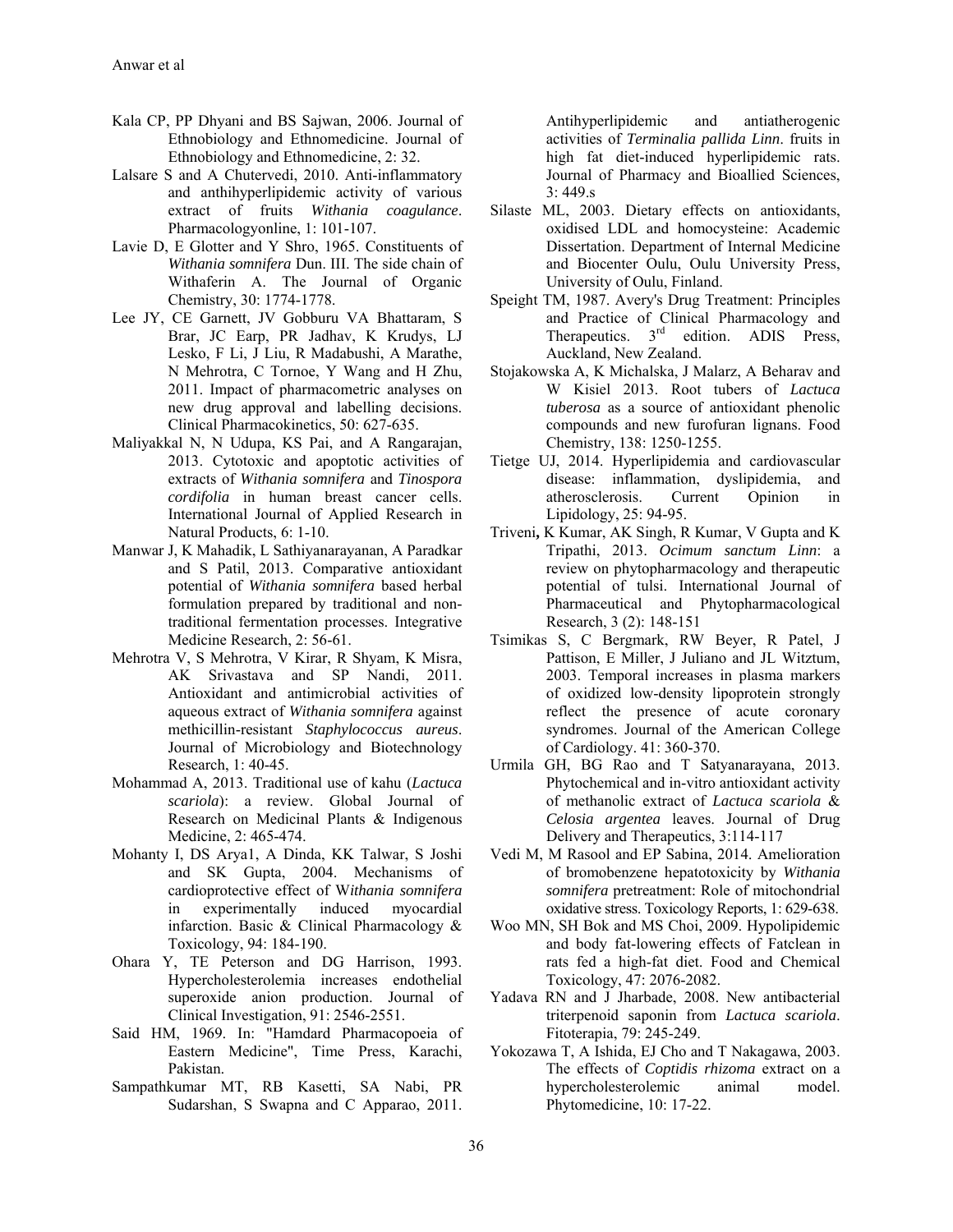Kala CP, PP Dhyani and BS Sajwan, 2006. Journal of Ethnobiology and Ethnomedicine. Journal of Ethnobiology and Ethnomedicine, 2: 32.

Lalsare S and A Chutervedi, 2010. Anti-inflammatory and anthihyperlipidemic activity of various extract of fruits *Withania coagulance*. Pharmacologyonline, 1: 101-107.

Lavie D, E Glotter and Y Shro, 1965. Constituents of *Withania somnifera* Dun. III. The side chain of Withaferin A. The Journal of Organic Chemistry, 30: 1774-1778.

Lee JY, CE Garnett, JV Gobburu VA Bhattaram, S Brar, JC Earp, PR Jadhav, K Krudys, LJ Lesko, F Li, J Liu, R Madabushi, A Marathe, N Mehrotra, C Tornoe, Y Wang and H Zhu, 2011. Impact of pharmacometric analyses on new drug approval and labelling decisions. Clinical Pharmacokinetics, 50: 627-635.

Maliyakkal N, N Udupa, KS Pai, and A Rangarajan, 2013. Cytotoxic and apoptotic activities of extracts of *Withania somnifera* and *Tinospora cordifolia* in human breast cancer cells. International Journal of Applied Research in Natural Products, 6: 1-10.

Manwar J, K Mahadik, L Sathiyanarayanan, A Paradkar and S Patil, 2013. Comparative antioxidant potential of *Withania somnifera* based herbal formulation prepared by traditional and non-traditional fermentation processes. Integrative Medicine Research, 2: 56-61.

Mehrotra V, S Mehrotra, V Kirar, R Shyam, K Misra, AK Srivastava and SP Nandi, 2011. Antioxidant and antimicrobial activities of aqueous extract of *Withania somnifera* against methicillin-resistant *Staphylococcus aureus*. Journal of Microbiology and Biotechnology Research, 1: 40-45.

Mohammad A, 2013. Traditional use of kahu (*Lactuca scariola*): a review. Global Journal of Research on Medicinal Plants & Indigenous Medicine, 2: 465-474.

Mohanty I, DS Arya1, A Dinda, KK Talwar, S Joshi and SK Gupta, 2004. Mechanisms of cardioprotective effect of W*ithania somnifera* in experimentally induced myocardial infarction. Basic & Clinical Pharmacology & Toxicology, 94: 184-190.

Ohara Y, TE Peterson and DG Harrison, 1993. Hypercholesterolemia increases endothelial superoxide anion production. Journal of Clinical Investigation, 91: 2546-2551.

Said HM, 1969. In: "Hamdard Pharmacopoeia of Eastern Medicine", Time Press, Karachi, Pakistan.

Sampathkumar MT, RB Kasetti, SA Nabi, PR Sudarshan, S Swapna and C Apparao, 2011. Antihyperlipidemic and antiatherogenic activities of *Terminalia pallida Linn*. fruits in high fat diet-induced hyperlipidemic rats. Journal of Pharmacy and Bioallied Sciences, 3: 449.s

Silaste ML, 2003. Dietary effects on antioxidants, oxidised LDL and homocysteine: Academic Dissertation. Department of Internal Medicine and Biocenter Oulu, Oulu University Press, University of Oulu, Finland.

Speight TM, 1987. Avery's Drug Treatment: Principles and Practice of Clinical Pharmacology and Therapeutics. 3rd edition. ADIS Press, Auckland, New Zealand.

Stojakowska A, K Michalska, J Malarz, A Beharav and W Kisiel 2013. Root tubers of *Lactuca tuberosa* as a source of antioxidant phenolic compounds and new furofuran lignans. Food Chemistry, 138: 1250-1255.

Tietge UJ, 2014. Hyperlipidemia and cardiovascular disease: inflammation, dyslipidemia, and atherosclerosis. Current Opinion in Lipidology, 25: 94-95.

Triveni**,** K Kumar, AK Singh, R Kumar, V Gupta and K Tripathi, 2013. *Ocimum sanctum Linn*: a review on phytopharmacology and therapeutic potential of tulsi. International Journal of Pharmaceutical and Phytopharmacological Research, 3 (2): 148-151

Tsimikas S, C Bergmark, RW Beyer, R Patel, J Pattison, E Miller, J Juliano and JL Witztum, 2003. Temporal increases in plasma markers of oxidized low-density lipoprotein strongly reflect the presence of acute coronary syndromes. Journal of the American College of Cardiology. 41: 360-370.

Urmila GH, BG Rao and T Satyanarayana, 2013. Phytochemical and in-vitro antioxidant activity of methanolic extract of *Lactuca scariola* & *Celosia argentea* leaves. Journal of Drug Delivery and Therapeutics, 3:114-117

Vedi M, M Rasool and EP Sabina, 2014. Amelioration of bromobenzene hepatotoxicity by *Withania somnifera* pretreatment: Role of mitochondrial oxidative stress. Toxicology Reports, 1: 629-638.

Woo MN, SH Bok and MS Choi, 2009. Hypolipidemic and body fat-lowering effects of Fatclean in rats fed a high-fat diet. Food and Chemical Toxicology, 47: 2076-2082.

Yadava RN and J Jharbade, 2008. New antibacterial triterpenoid saponin from *Lactuca scariola*. Fitoterapia, 79: 245-249.

Yokozawa T, A Ishida, EJ Cho and T Nakagawa, 2003. The effects of *Coptidis rhizoma* extract on a hypercholesterolemic animal model. Phytomedicine, 10: 17-22.